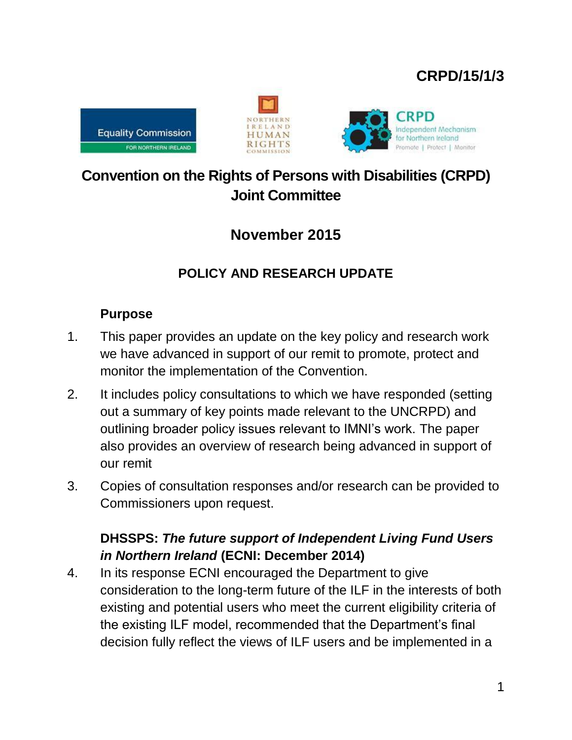**CRPD/15/1/3**

# Convention on the Rights of Persons with Disabilities (CRPD) Joint Committee

## November 2015

## POLICY AND RESEARCH UPDATE

**Purpose**

1. This paper provides an update on the key policy and research work we have advanced in support of our remit to promote, protect and monitor the implementation of the Convention.

2. It includes policy consultations to which we have responded (setting out a summary of key points made relevant to the UNCRPD) and outlining broader policy issues relevant to IMNI's work. The paper also provides an overview of research being advanced in support of our remit

3. Copies of consultation responses and/or research can be provided to Commissioners upon request.

**DHSSPS: *The future support of Independent Living Fund Users in Northern Ireland* (ECNI: December 2014)**

4. In its response ECNI encouraged the Department to give consideration to the long-term future of the ILF in the interests of both existing and potential users who meet the current eligibility criteria of the existing ILF model, recommended that the Department's final decision fully reflect the views of ILF users and be implemented in a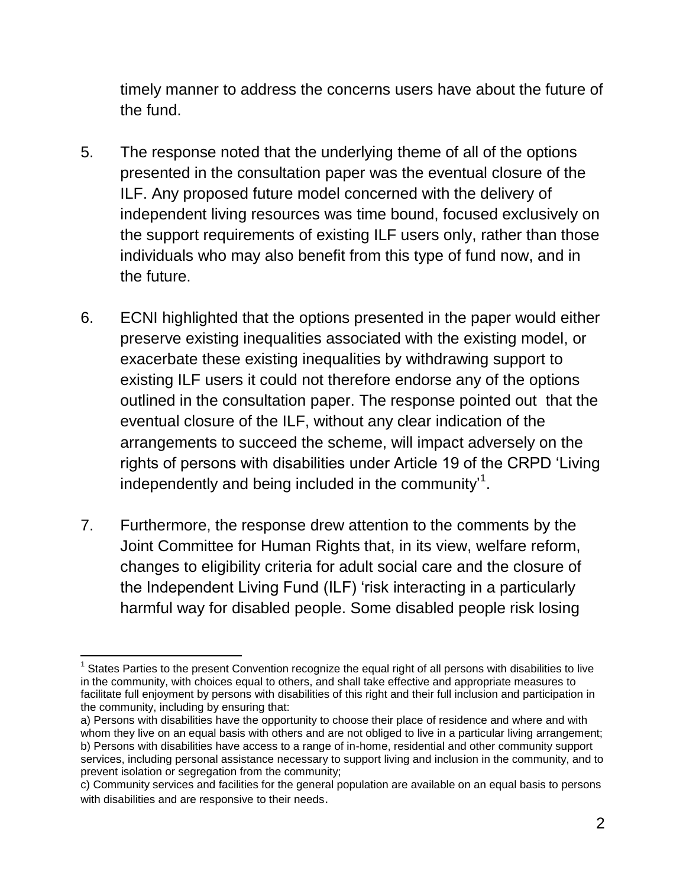timely manner to address the concerns users have about the future of the fund.

5. The response noted that the underlying theme of all of the options presented in the consultation paper was the eventual closure of the ILF. Any proposed future model concerned with the delivery of independent living resources was time bound, focused exclusively on the support requirements of existing ILF users only, rather than those individuals who may also benefit from this type of fund now, and in the future.

6. ECNI highlighted that the options presented in the paper would either preserve existing inequalities associated with the existing model, or exacerbate these existing inequalities by withdrawing support to existing ILF users it could not therefore endorse any of the options outlined in the consultation paper. The response pointed out that the eventual closure of the ILF, without any clear indication of the arrangements to succeed the scheme, will impact adversely on the rights of persons with disabilities under Article 19 of the CRPD 'Living independently and being included in the community'[1].

7. Furthermore, the response drew attention to the comments by the Joint Committee for Human Rights that, in its view, welfare reform, changes to eligibility criteria for adult social care and the closure of the Independent Living Fund (ILF) 'risk interacting in a particularly harmful way for disabled people. Some disabled people risk losing

---

[1] States Parties to the present Convention recognize the equal right of all persons with disabilities to live in the community, with choices equal to others, and shall take effective and appropriate measures to facilitate full enjoyment by persons with disabilities of this right and their full inclusion and participation in the community, including by ensuring that:

a) Persons with disabilities have the opportunity to choose their place of residence and where and with whom they live on an equal basis with others and are not obliged to live in a particular living arrangement;

b) Persons with disabilities have access to a range of in-home, residential and other community support services, including personal assistance necessary to support living and inclusion in the community, and to prevent isolation or segregation from the community;

c) Community services and facilities for the general population are available on an equal basis to persons with disabilities and are responsive to their needs.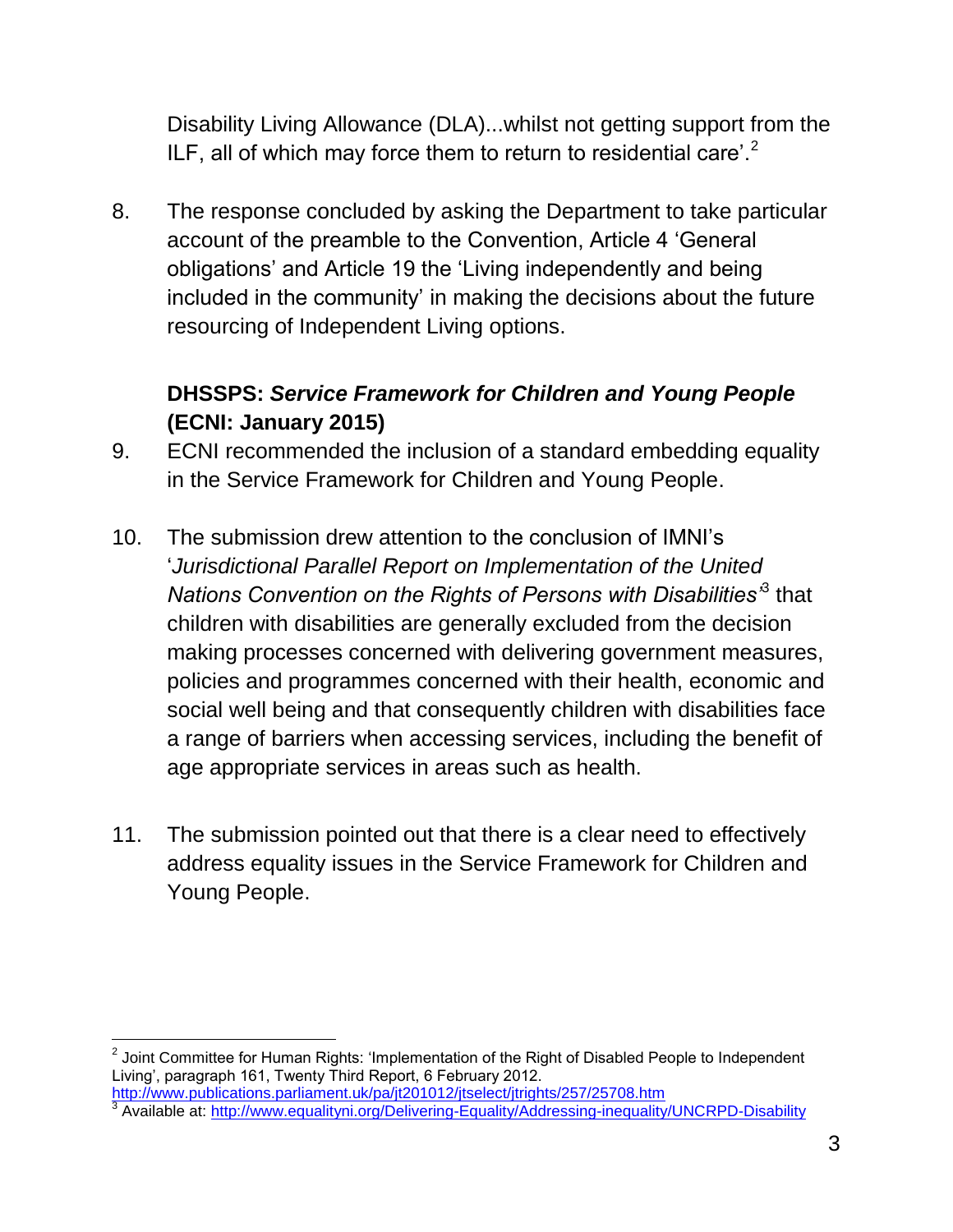Disability Living Allowance (DLA)...whilst not getting support from the ILF, all of which may force them to return to residential care'.[2]

8. The response concluded by asking the Department to take particular account of the preamble to the Convention, Article 4 'General obligations' and Article 19 the 'Living independently and being included in the community' in making the decisions about the future resourcing of Independent Living options.

### DHSSPS: *Service Framework for Children and Young People* (ECNI: January 2015)

9. ECNI recommended the inclusion of a standard embedding equality in the Service Framework for Children and Young People.

10. The submission drew attention to the conclusion of IMNI's '*Jurisdictional Parallel Report on Implementation of the United Nations Convention on the Rights of Persons with Disabilities*'[3] that children with disabilities are generally excluded from the decision making processes concerned with delivering government measures, policies and programmes concerned with their health, economic and social well being and that consequently children with disabilities face a range of barriers when accessing services, including the benefit of age appropriate services in areas such as health.

11. The submission pointed out that there is a clear need to effectively address equality issues in the Service Framework for Children and Young People.

---

[2] Joint Committee for Human Rights: 'Implementation of the Right of Disabled People to Independent Living', paragraph 161, Twenty Third Report, 6 February 2012. http://www.publications.parliament.uk/pa/jt201012/jtselect/jtrights/257/25708.htm

[3] Available at: http://www.equalityni.org/Delivering-Equality/Addressing-inequality/UNCRPD-Disability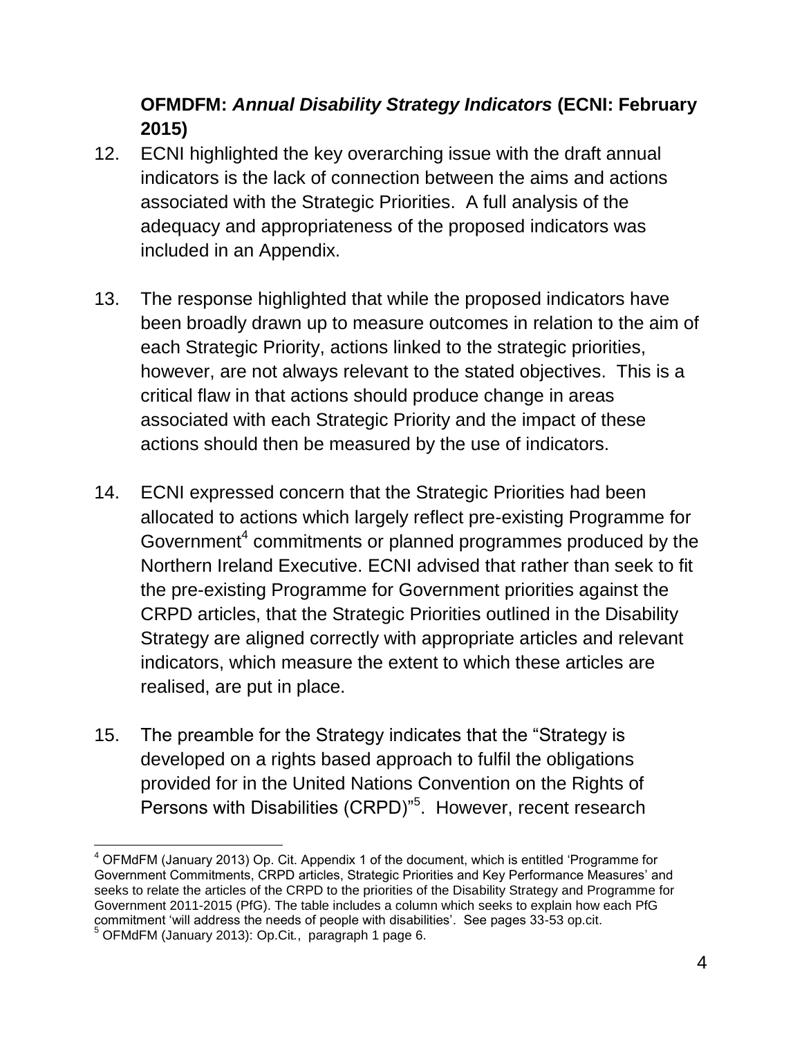**OFMDFM: *Annual Disability Strategy Indicators* (ECNI: February 2015)**

12. ECNI highlighted the key overarching issue with the draft annual indicators is the lack of connection between the aims and actions associated with the Strategic Priorities. A full analysis of the adequacy and appropriateness of the proposed indicators was included in an Appendix.

13. The response highlighted that while the proposed indicators have been broadly drawn up to measure outcomes in relation to the aim of each Strategic Priority, actions linked to the strategic priorities, however, are not always relevant to the stated objectives. This is a critical flaw in that actions should produce change in areas associated with each Strategic Priority and the impact of these actions should then be measured by the use of indicators.

14. ECNI expressed concern that the Strategic Priorities had been allocated to actions which largely reflect pre-existing Programme for Government[4] commitments or planned programmes produced by the Northern Ireland Executive. ECNI advised that rather than seek to fit the pre-existing Programme for Government priorities against the CRPD articles, that the Strategic Priorities outlined in the Disability Strategy are aligned correctly with appropriate articles and relevant indicators, which measure the extent to which these articles are realised, are put in place.

15. The preamble for the Strategy indicates that the "Strategy is developed on a rights based approach to fulfil the obligations provided for in the United Nations Convention on the Rights of Persons with Disabilities (CRPD)"[5]. However, recent research

---

[4] OFMdFM (January 2013) Op. Cit. Appendix 1 of the document, which is entitled 'Programme for Government Commitments, CRPD articles, Strategic Priorities and Key Performance Measures' and seeks to relate the articles of the CRPD to the priorities of the Disability Strategy and Programme for Government 2011-2015 (PfG). The table includes a column which seeks to explain how each PfG commitment 'will address the needs of people with disabilities'. See pages 33-53 op.cit.

[5] OFMdFM (January 2013): Op.Cit., paragraph 1 page 6.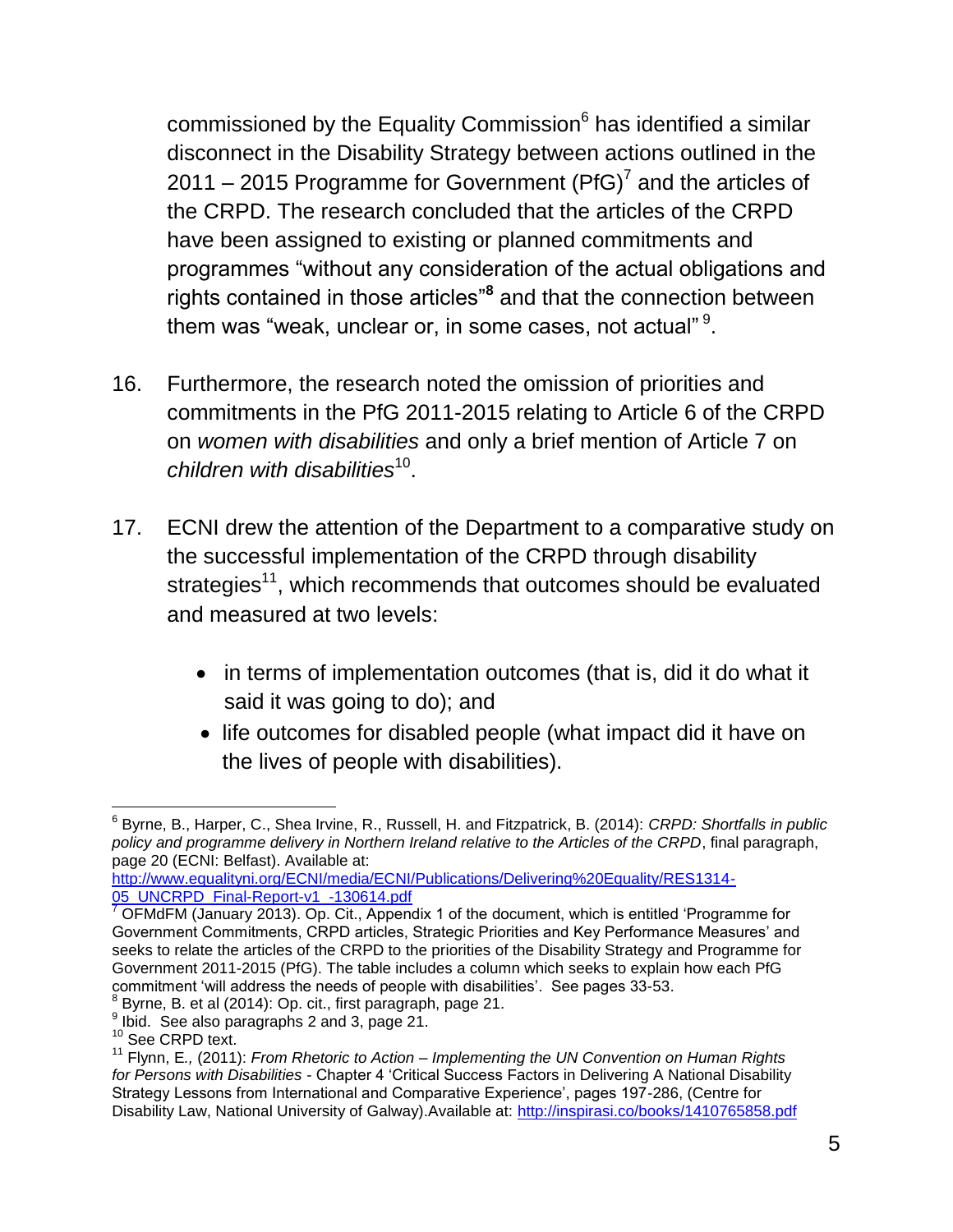commissioned by the Equality Commission[6] has identified a similar disconnect in the Disability Strategy between actions outlined in the 2011 – 2015 Programme for Government (PfG)[7] and the articles of the CRPD. The research concluded that the articles of the CRPD have been assigned to existing or planned commitments and programmes "without any consideration of the actual obligations and rights contained in those articles"[8] and that the connection between them was "weak, unclear or, in some cases, not actual"[9].

16. Furthermore, the research noted the omission of priorities and commitments in the PfG 2011-2015 relating to Article 6 of the CRPD on *women with disabilities* and only a brief mention of Article 7 on *children with disabilities*[10].

17. ECNI drew the attention of the Department to a comparative study on the successful implementation of the CRPD through disability strategies[11], which recommends that outcomes should be evaluated and measured at two levels:

- in terms of implementation outcomes (that is, did it do what it said it was going to do); and
- life outcomes for disabled people (what impact did it have on the lives of people with disabilities).

---

[6] Byrne, B., Harper, C., Shea Irvine, R., Russell, H. and Fitzpatrick, B. (2014): *CRPD: Shortfalls in public policy and programme delivery in Northern Ireland relative to the Articles of the CRPD*, final paragraph, page 20 (ECNI: Belfast). Available at: http://www.equalityni.org/ECNI/media/ECNI/Publications/Delivering%20Equality/RES1314-05_UNCRPD_Final-Report-v1_-130614.pdf

[7] OFMdFM (January 2013). Op. Cit., Appendix 1 of the document, which is entitled 'Programme for Government Commitments, CRPD articles, Strategic Priorities and Key Performance Measures' and seeks to relate the articles of the CRPD to the priorities of the Disability Strategy and Programme for Government 2011-2015 (PfG). The table includes a column which seeks to explain how each PfG commitment 'will address the needs of people with disabilities'. See pages 33-53.

[8] Byrne, B. et al (2014): Op. cit., first paragraph, page 21.

[9] Ibid. See also paragraphs 2 and 3, page 21.

[10] See CRPD text.

[11] Flynn, E*.,* (2011): *From Rhetoric to Action – Implementing the UN Convention on Human Rights for Persons with Disabilities* - Chapter 4 'Critical Success Factors in Delivering A National Disability Strategy Lessons from International and Comparative Experience', pages 197-286, (Centre for Disability Law, National University of Galway).Available at: http://inspirasi.co/books/1410765858.pdf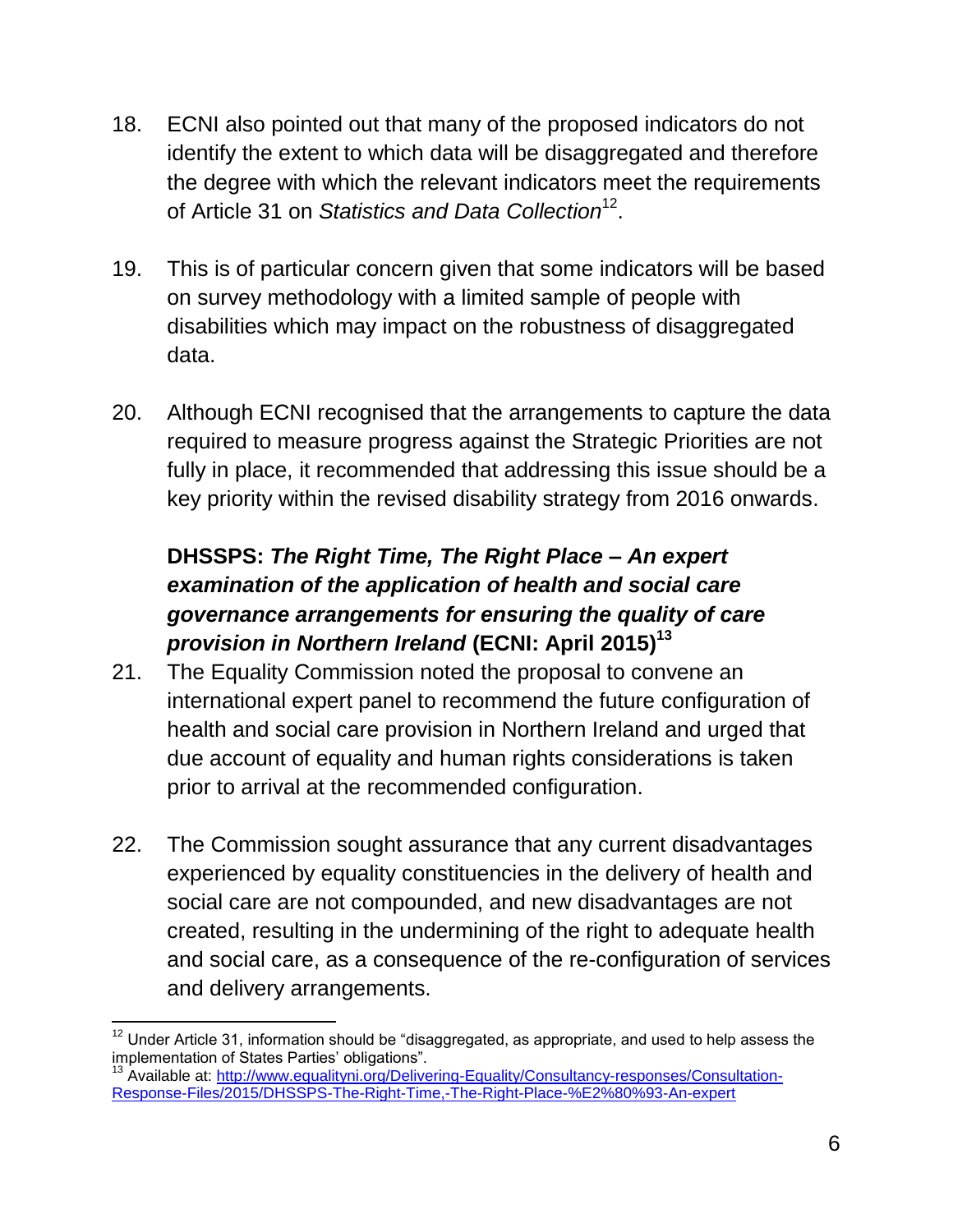18. ECNI also pointed out that many of the proposed indicators do not identify the extent to which data will be disaggregated and therefore the degree with which the relevant indicators meet the requirements of Article 31 on *Statistics and Data Collection*[12].

19. This is of particular concern given that some indicators will be based on survey methodology with a limited sample of people with disabilities which may impact on the robustness of disaggregated data.

20. Although ECNI recognised that the arrangements to capture the data required to measure progress against the Strategic Priorities are not fully in place, it recommended that addressing this issue should be a key priority within the revised disability strategy from 2016 onwards.

**DHSSPS: *The Right Time, The Right Place – An expert examination of the application of health and social care governance arrangements for ensuring the quality of care provision in Northern Ireland* (ECNI: April 2015)**[13]

21. The Equality Commission noted the proposal to convene an international expert panel to recommend the future configuration of health and social care provision in Northern Ireland and urged that due account of equality and human rights considerations is taken prior to arrival at the recommended configuration.

22. The Commission sought assurance that any current disadvantages experienced by equality constituencies in the delivery of health and social care are not compounded, and new disadvantages are not created, resulting in the undermining of the right to adequate health and social care, as a consequence of the re-configuration of services and delivery arrangements.

[12] Under Article 31, information should be "disaggregated, as appropriate, and used to help assess the implementation of States Parties' obligations".

[13] Available at: http://www.equalityni.org/Delivering-Equality/Consultancy-responses/Consultation-Response-Files/2015/DHSSPS-The-Right-Time,-The-Right-Place-%E2%80%93-An-expert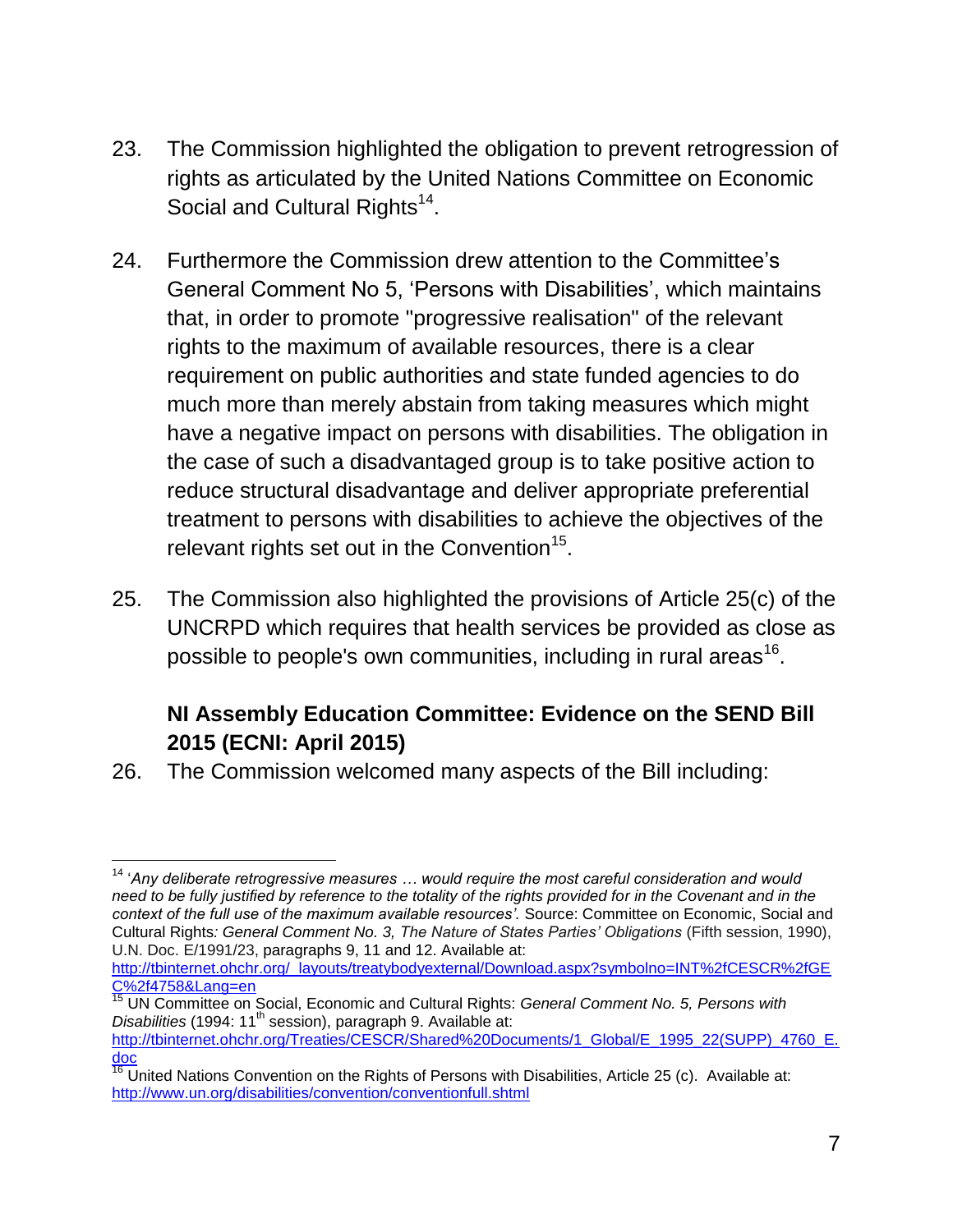23. The Commission highlighted the obligation to prevent retrogression of rights as articulated by the United Nations Committee on Economic Social and Cultural Rights[14].

24. Furthermore the Commission drew attention to the Committee's General Comment No 5, 'Persons with Disabilities', which maintains that, in order to promote "progressive realisation" of the relevant rights to the maximum of available resources, there is a clear requirement on public authorities and state funded agencies to do much more than merely abstain from taking measures which might have a negative impact on persons with disabilities. The obligation in the case of such a disadvantaged group is to take positive action to reduce structural disadvantage and deliver appropriate preferential treatment to persons with disabilities to achieve the objectives of the relevant rights set out in the Convention[15].

25. The Commission also highlighted the provisions of Article 25(c) of the UNCRPD which requires that health services be provided as close as possible to people's own communities, including in rural areas[16].

**NI Assembly Education Committee: Evidence on the SEND Bill 2015 (ECNI: April 2015)**

26. The Commission welcomed many aspects of the Bill including:

---

[14] '*Any deliberate retrogressive measures … would require the most careful consideration and would need to be fully justified by reference to the totality of the rights provided for in the Covenant and in the context of the full use of the maximum available resources'.* Source: Committee on Economic, Social and Cultural Rights*: General Comment No. 3, The Nature of States Parties' Obligations* (Fifth session, 1990), U.N. Doc. E/1991/23, paragraphs 9, 11 and 12. Available at: http://tbinternet.ohchr.org/_layouts/treatybodyexternal/Download.aspx?symbolno=INT%2fCESCR%2fGEC%2f4758&Lang=en

[15] UN Committee on Social, Economic and Cultural Rights: *General Comment No. 5, Persons with Disabilities* (1994: 11th session), paragraph 9. Available at: http://tbinternet.ohchr.org/Treaties/CESCR/Shared%20Documents/1_Global/E_1995_22(SUPP)_4760_E.doc

[16] United Nations Convention on the Rights of Persons with Disabilities, Article 25 (c). Available at: http://www.un.org/disabilities/convention/conventionfull.shtml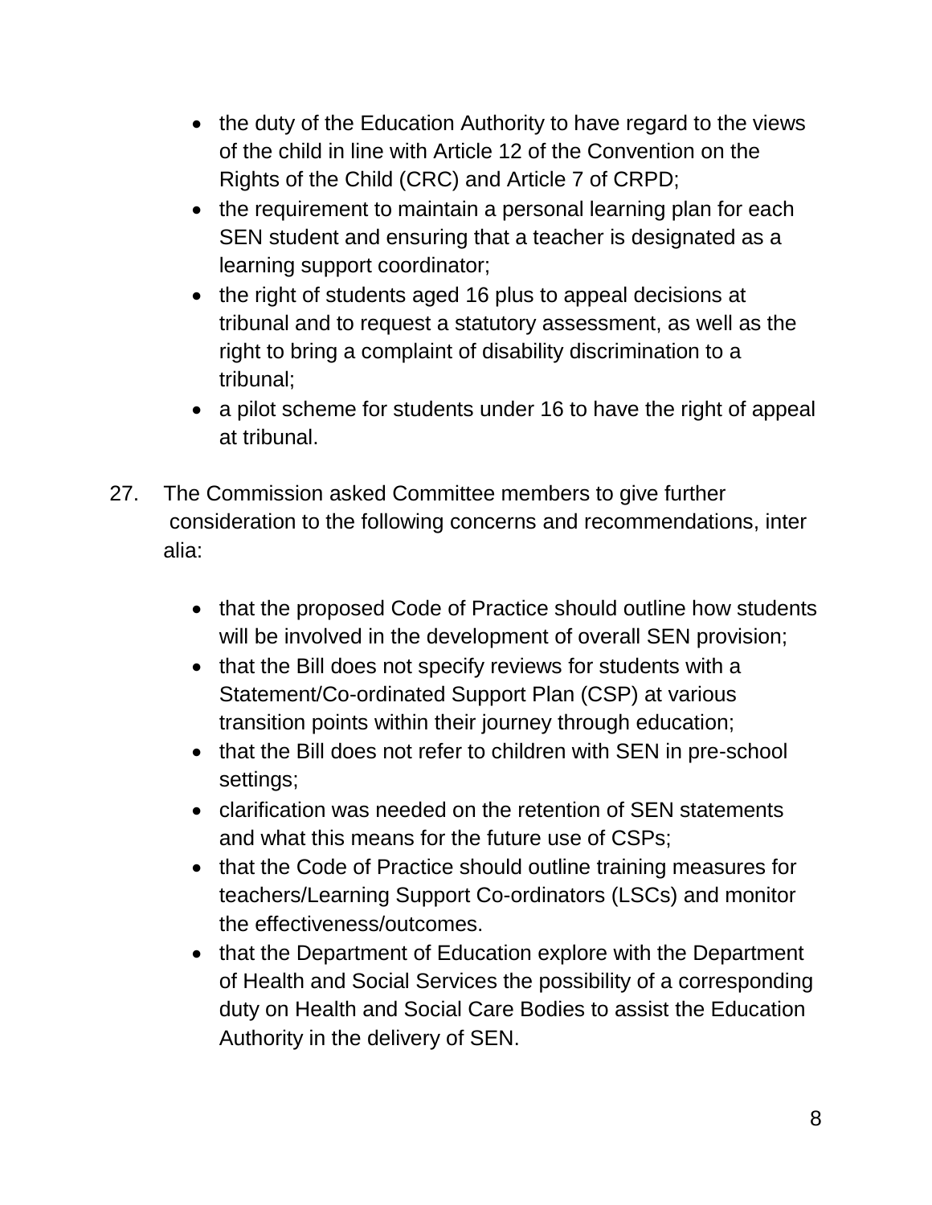- the duty of the Education Authority to have regard to the views of the child in line with Article 12 of the Convention on the Rights of the Child (CRC) and Article 7 of CRPD;
- the requirement to maintain a personal learning plan for each SEN student and ensuring that a teacher is designated as a learning support coordinator;
- the right of students aged 16 plus to appeal decisions at tribunal and to request a statutory assessment, as well as the right to bring a complaint of disability discrimination to a tribunal;
- a pilot scheme for students under 16 to have the right of appeal at tribunal.

27. The Commission asked Committee members to give further consideration to the following concerns and recommendations, inter alia:

    - that the proposed Code of Practice should outline how students will be involved in the development of overall SEN provision;
    - that the Bill does not specify reviews for students with a Statement/Co-ordinated Support Plan (CSP) at various transition points within their journey through education;
    - that the Bill does not refer to children with SEN in pre-school settings;
    - clarification was needed on the retention of SEN statements and what this means for the future use of CSPs;
    - that the Code of Practice should outline training measures for teachers/Learning Support Co-ordinators (LSCs) and monitor the effectiveness/outcomes.
    - that the Department of Education explore with the Department of Health and Social Services the possibility of a corresponding duty on Health and Social Care Bodies to assist the Education Authority in the delivery of SEN.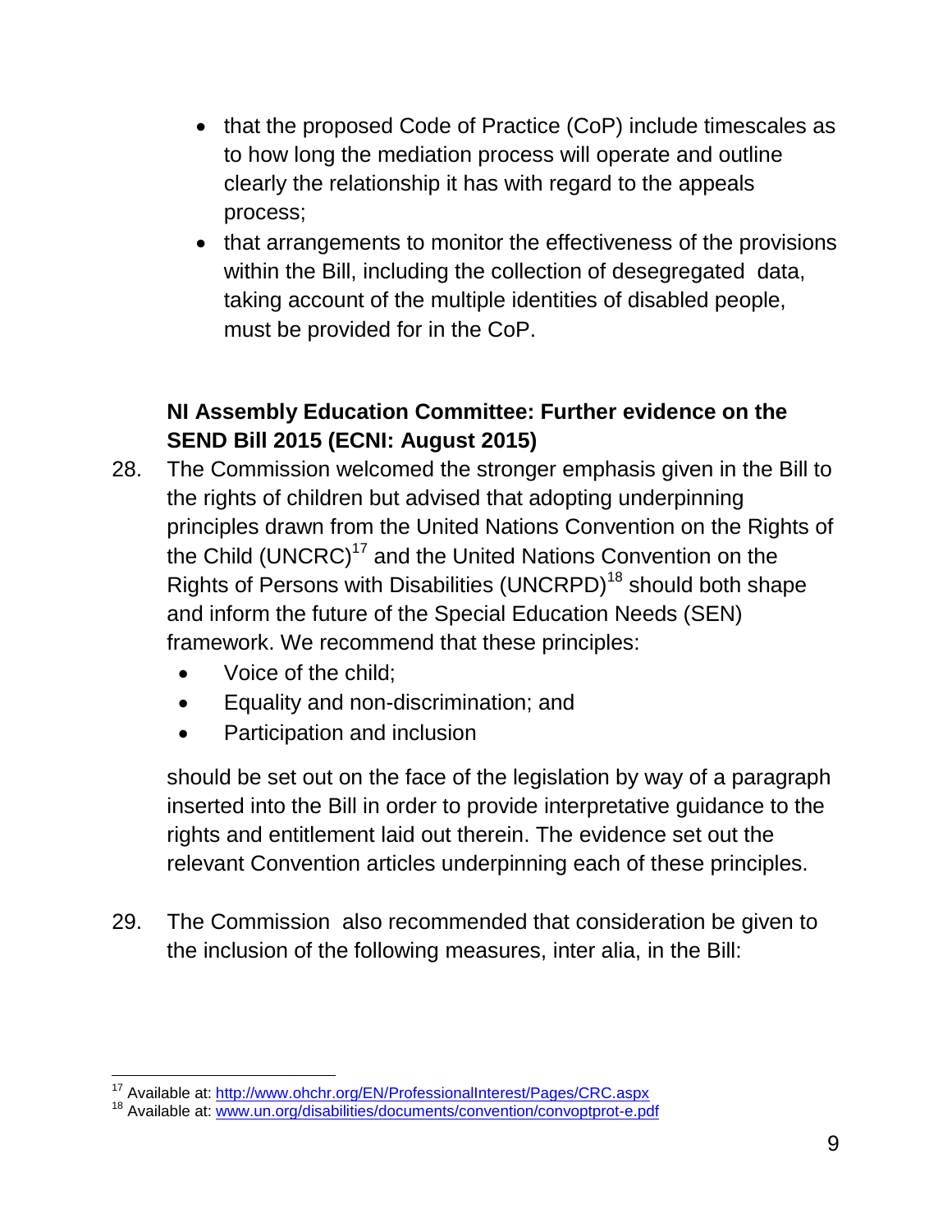- that the proposed Code of Practice (CoP) include timescales as to how long the mediation process will operate and outline clearly the relationship it has with regard to the appeals process;
- that arrangements to monitor the effectiveness of the provisions within the Bill, including the collection of desegregated data, taking account of the multiple identities of disabled people, must be provided for in the CoP.

**NI Assembly Education Committee: Further evidence on the SEND Bill 2015 (ECNI: August 2015)**

28. The Commission welcomed the stronger emphasis given in the Bill to the rights of children but advised that adopting underpinning principles drawn from the United Nations Convention on the Rights of the Child (UNCRC)[17] and the United Nations Convention on the Rights of Persons with Disabilities (UNCRPD)[18] should both shape and inform the future of the Special Education Needs (SEN) framework. We recommend that these principles:

    - Voice of the child;
    - Equality and non-discrimination; and
    - Participation and inclusion

    should be set out on the face of the legislation by way of a paragraph inserted into the Bill in order to provide interpretative guidance to the rights and entitlement laid out therein. The evidence set out the relevant Convention articles underpinning each of these principles.

29. The Commission also recommended that consideration be given to the inclusion of the following measures, inter alia, in the Bill:

---

[17] Available at: http://www.ohchr.org/EN/ProfessionalInterest/Pages/CRC.aspx

[18] Available at: www.un.org/disabilities/documents/convention/convoptprot-e.pdf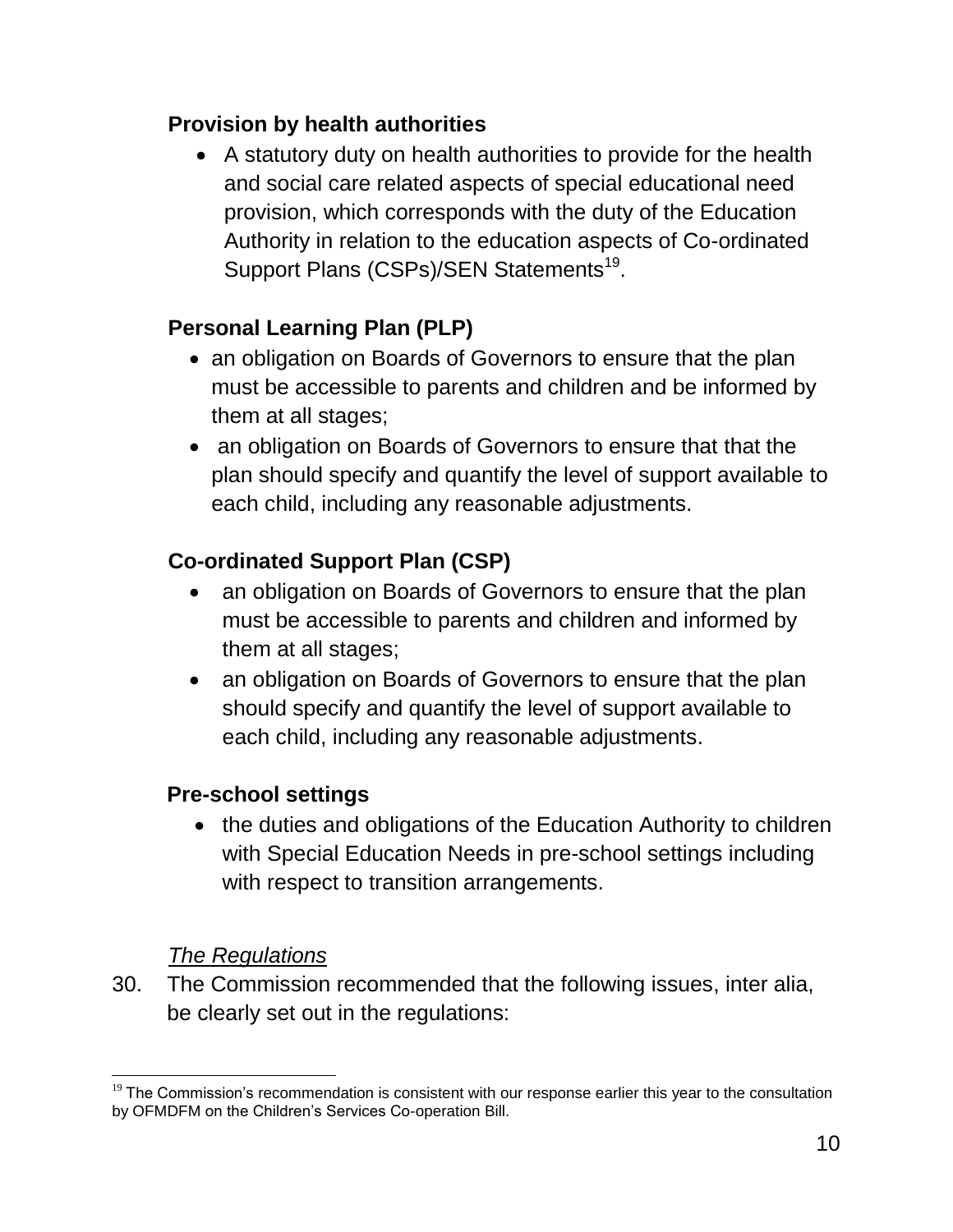**Provision by health authorities**

- A statutory duty on health authorities to provide for the health and social care related aspects of special educational need provision, which corresponds with the duty of the Education Authority in relation to the education aspects of Co-ordinated Support Plans (CSPs)/SEN Statements[19].

**Personal Learning Plan (PLP)**

- an obligation on Boards of Governors to ensure that the plan must be accessible to parents and children and be informed by them at all stages;
- an obligation on Boards of Governors to ensure that that the plan should specify and quantify the level of support available to each child, including any reasonable adjustments.

**Co-ordinated Support Plan (CSP)**

- an obligation on Boards of Governors to ensure that the plan must be accessible to parents and children and informed by them at all stages;
- an obligation on Boards of Governors to ensure that the plan should specify and quantify the level of support available to each child, including any reasonable adjustments.

**Pre-school settings**

- the duties and obligations of the Education Authority to children with Special Education Needs in pre-school settings including with respect to transition arrangements.

*The Regulations*

30. The Commission recommended that the following issues, inter alia, be clearly set out in the regulations:

---

[19] The Commission's recommendation is consistent with our response earlier this year to the consultation by OFMDFM on the Children's Services Co-operation Bill.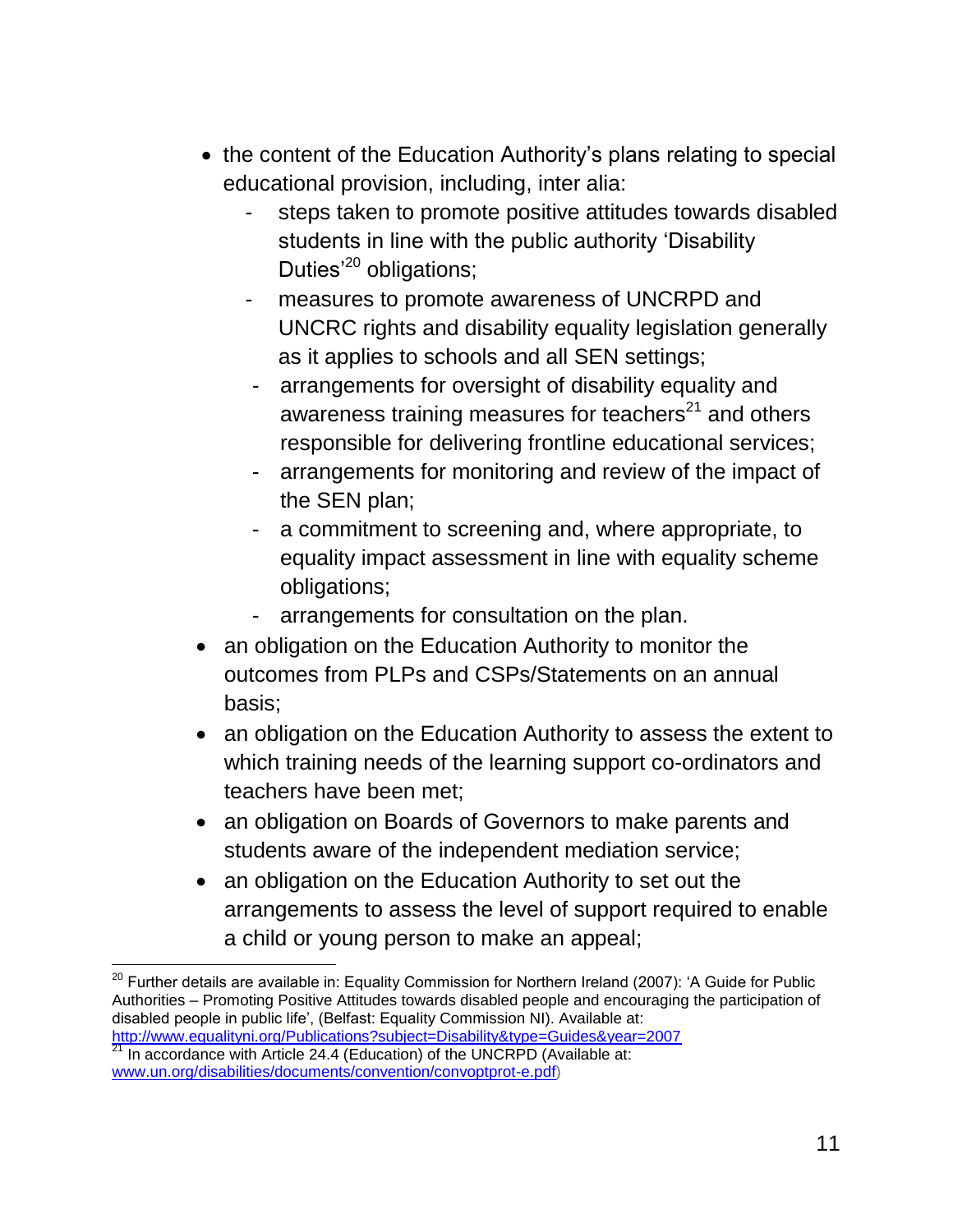- the content of the Education Authority's plans relating to special educational provision, including, inter alia:
    - steps taken to promote positive attitudes towards disabled students in line with the public authority 'Disability Duties'[20] obligations;
    - measures to promote awareness of UNCRPD and UNCRC rights and disability equality legislation generally as it applies to schools and all SEN settings;
    - arrangements for oversight of disability equality and awareness training measures for teachers[21] and others responsible for delivering frontline educational services;
    - arrangements for monitoring and review of the impact of the SEN plan;
    - a commitment to screening and, where appropriate, to equality impact assessment in line with equality scheme obligations;
    - arrangements for consultation on the plan.
- an obligation on the Education Authority to monitor the outcomes from PLPs and CSPs/Statements on an annual basis;
- an obligation on the Education Authority to assess the extent to which training needs of the learning support co-ordinators and teachers have been met;
- an obligation on Boards of Governors to make parents and students aware of the independent mediation service;
- an obligation on the Education Authority to set out the arrangements to assess the level of support required to enable a child or young person to make an appeal;

---

[20] Further details are available in: Equality Commission for Northern Ireland (2007): 'A Guide for Public Authorities – Promoting Positive Attitudes towards disabled people and encouraging the participation of disabled people in public life', (Belfast: Equality Commission NI). Available at: http://www.equalityni.org/Publications?subject=Disability&type=Guides&year=2007

[21] In accordance with Article 24.4 (Education) of the UNCRPD (Available at: www.un.org/disabilities/documents/convention/convoptprot-e.pdf)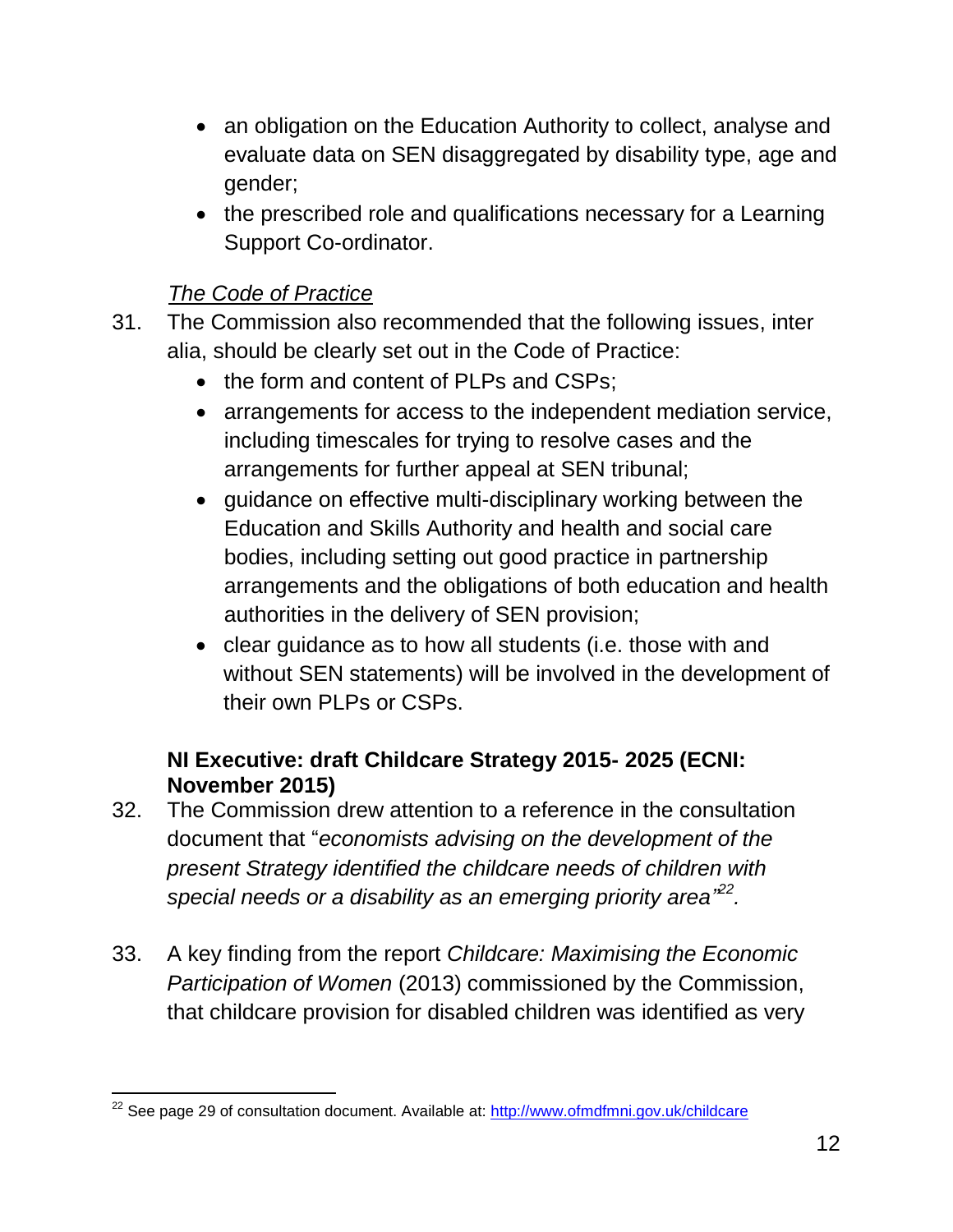- an obligation on the Education Authority to collect, analyse and evaluate data on SEN disaggregated by disability type, age and gender;
- the prescribed role and qualifications necessary for a Learning Support Co-ordinator.

*The Code of Practice*

31. The Commission also recommended that the following issues, inter alia, should be clearly set out in the Code of Practice:
    - the form and content of PLPs and CSPs;
    - arrangements for access to the independent mediation service, including timescales for trying to resolve cases and the arrangements for further appeal at SEN tribunal;
    - guidance on effective multi-disciplinary working between the Education and Skills Authority and health and social care bodies, including setting out good practice in partnership arrangements and the obligations of both education and health authorities in the delivery of SEN provision;
    - clear guidance as to how all students (i.e. those with and without SEN statements) will be involved in the development of their own PLPs or CSPs.

**NI Executive: draft Childcare Strategy 2015- 2025 (ECNI: November 2015)**

32. The Commission drew attention to a reference in the consultation document that "*economists advising on the development of the present Strategy identified the childcare needs of children with special needs or a disability as an emerging priority area*"[22].

33. A key finding from the report *Childcare: Maximising the Economic Participation of Women* (2013) commissioned by the Commission, that childcare provision for disabled children was identified as very

[22] See page 29 of consultation document. Available at: http://www.ofmdfmni.gov.uk/childcare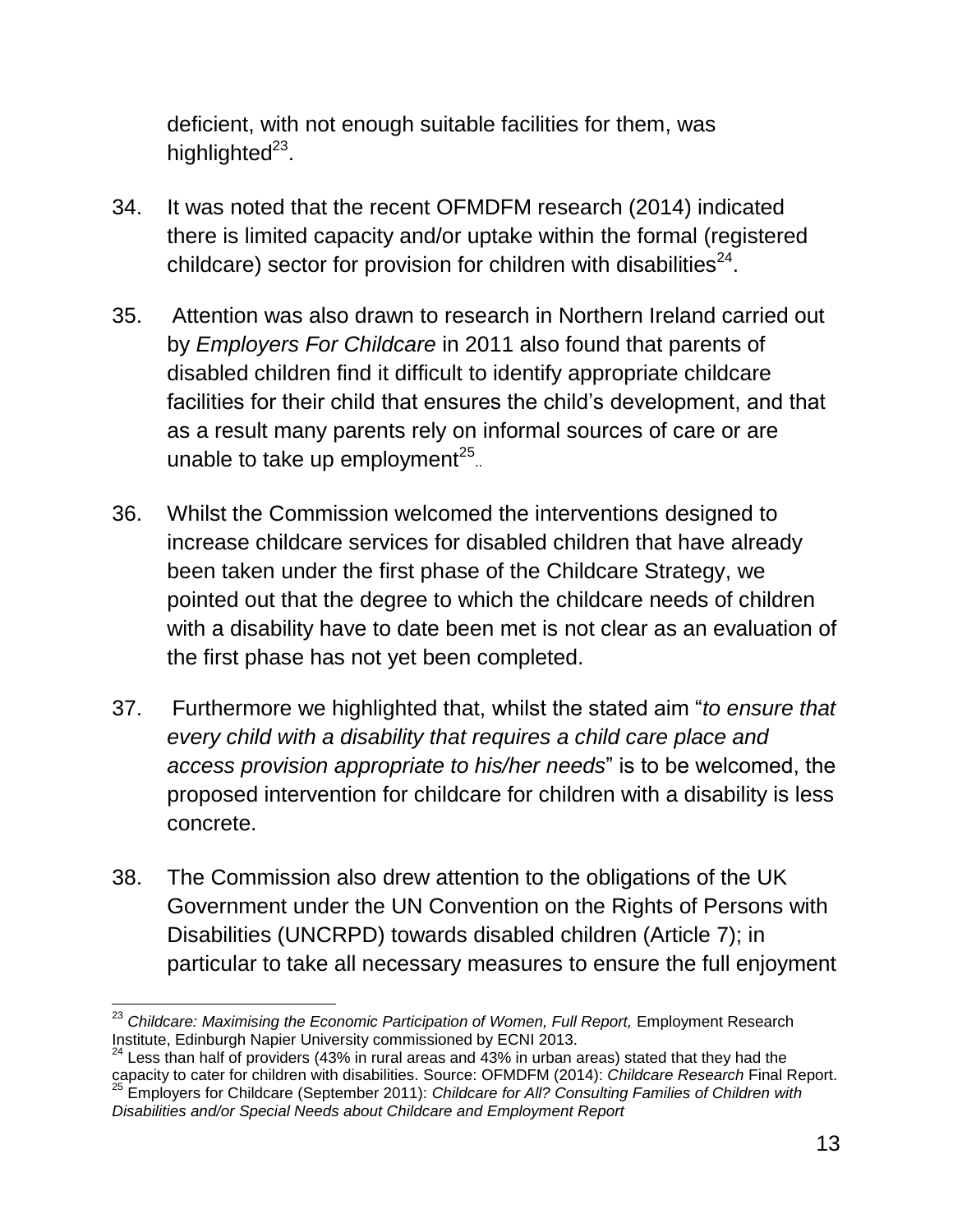deficient, with not enough suitable facilities for them, was highlighted[23].

34. It was noted that the recent OFMDFM research (2014) indicated there is limited capacity and/or uptake within the formal (registered childcare) sector for provision for children with disabilities[24].

35. Attention was also drawn to research in Northern Ireland carried out by *Employers For Childcare* in 2011 also found that parents of disabled children find it difficult to identify appropriate childcare facilities for their child that ensures the child's development, and that as a result many parents rely on informal sources of care or are unable to take up employment[25]..

36. Whilst the Commission welcomed the interventions designed to increase childcare services for disabled children that have already been taken under the first phase of the Childcare Strategy, we pointed out that the degree to which the childcare needs of children with a disability have to date been met is not clear as an evaluation of the first phase has not yet been completed.

37. Furthermore we highlighted that, whilst the stated aim "*to ensure that every child with a disability that requires a child care place and access provision appropriate to his/her needs*" is to be welcomed, the proposed intervention for childcare for children with a disability is less concrete.

38. The Commission also drew attention to the obligations of the UK Government under the UN Convention on the Rights of Persons with Disabilities (UNCRPD) towards disabled children (Article 7); in particular to take all necessary measures to ensure the full enjoyment

---

[23] *Childcare: Maximising the Economic Participation of Women, Full Report,* Employment Research Institute, Edinburgh Napier University commissioned by ECNI 2013.

[24] Less than half of providers (43% in rural areas and 43% in urban areas) stated that they had the capacity to cater for children with disabilities. Source: OFMDFM (2014): *Childcare Research* Final Report.

[25] Employers for Childcare (September 2011): *Childcare for All? Consulting Families of Children with Disabilities and/or Special Needs about Childcare and Employment Report*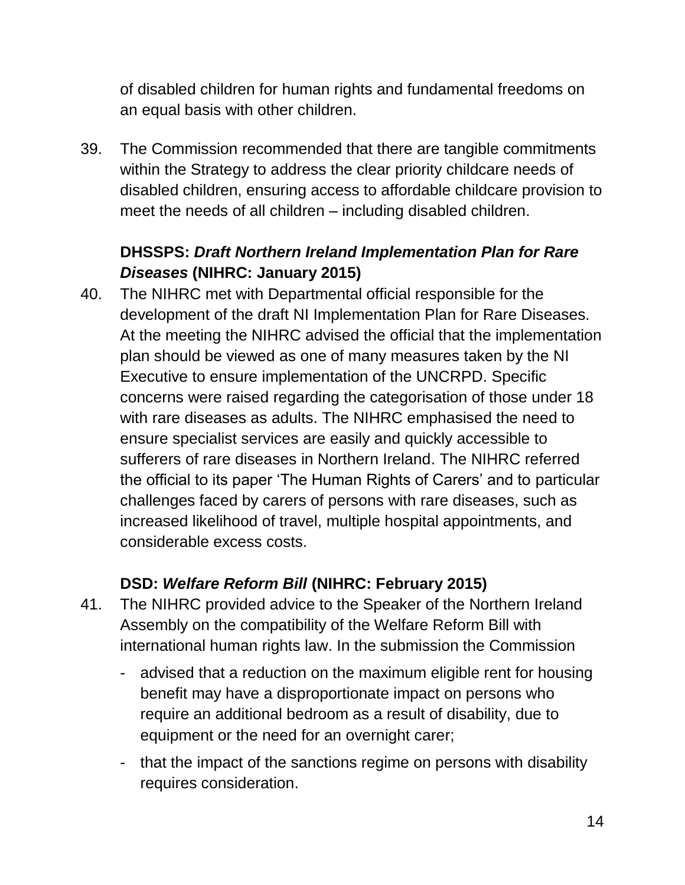of disabled children for human rights and fundamental freedoms on an equal basis with other children.

39. The Commission recommended that there are tangible commitments within the Strategy to address the clear priority childcare needs of disabled children, ensuring access to affordable childcare provision to meet the needs of all children – including disabled children.

**DHSSPS: *Draft Northern Ireland Implementation Plan for Rare Diseases* (NIHRC: January 2015)**

40. The NIHRC met with Departmental official responsible for the development of the draft NI Implementation Plan for Rare Diseases. At the meeting the NIHRC advised the official that the implementation plan should be viewed as one of many measures taken by the NI Executive to ensure implementation of the UNCRPD. Specific concerns were raised regarding the categorisation of those under 18 with rare diseases as adults. The NIHRC emphasised the need to ensure specialist services are easily and quickly accessible to sufferers of rare diseases in Northern Ireland. The NIHRC referred the official to its paper 'The Human Rights of Carers' and to particular challenges faced by carers of persons with rare diseases, such as increased likelihood of travel, multiple hospital appointments, and considerable excess costs.

**DSD: *Welfare Reform Bill* (NIHRC: February 2015)**

41. The NIHRC provided advice to the Speaker of the Northern Ireland Assembly on the compatibility of the Welfare Reform Bill with international human rights law. In the submission the Commission

    - advised that a reduction on the maximum eligible rent for housing benefit may have a disproportionate impact on persons who require an additional bedroom as a result of disability, due to equipment or the need for an overnight carer;
    - that the impact of the sanctions regime on persons with disability requires consideration.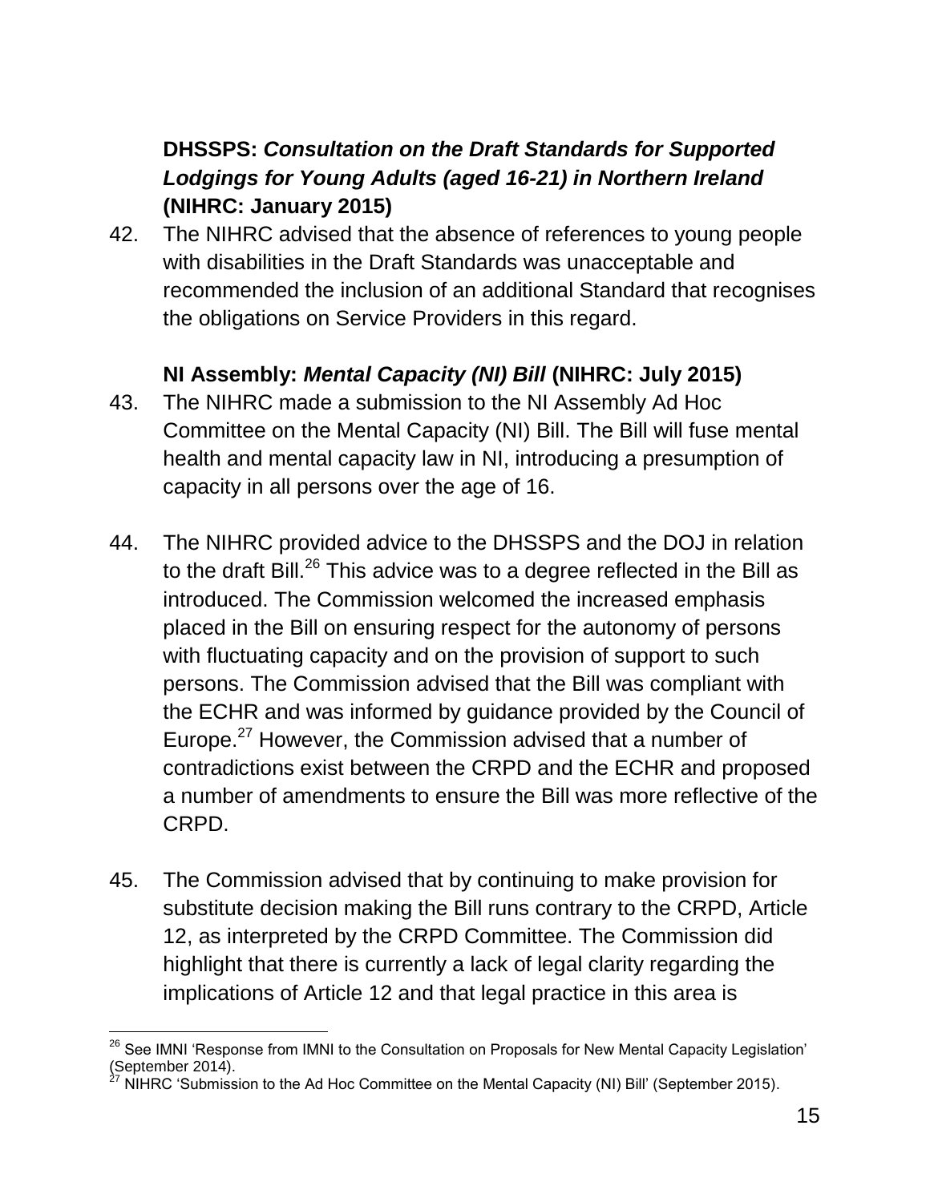**DHSSPS: *Consultation on the Draft Standards for Supported Lodgings for Young Adults (aged 16-21) in Northern Ireland* (NIHRC: January 2015)**

42. The NIHRC advised that the absence of references to young people with disabilities in the Draft Standards was unacceptable and recommended the inclusion of an additional Standard that recognises the obligations on Service Providers in this regard.

**NI Assembly: *Mental Capacity (NI) Bill* (NIHRC: July 2015)**

43. The NIHRC made a submission to the NI Assembly Ad Hoc Committee on the Mental Capacity (NI) Bill. The Bill will fuse mental health and mental capacity law in NI, introducing a presumption of capacity in all persons over the age of 16.

44. The NIHRC provided advice to the DHSSPS and the DOJ in relation to the draft Bill.[26] This advice was to a degree reflected in the Bill as introduced. The Commission welcomed the increased emphasis placed in the Bill on ensuring respect for the autonomy of persons with fluctuating capacity and on the provision of support to such persons. The Commission advised that the Bill was compliant with the ECHR and was informed by guidance provided by the Council of Europe.[27] However, the Commission advised that a number of contradictions exist between the CRPD and the ECHR and proposed a number of amendments to ensure the Bill was more reflective of the CRPD.

45. The Commission advised that by continuing to make provision for substitute decision making the Bill runs contrary to the CRPD, Article 12, as interpreted by the CRPD Committee. The Commission did highlight that there is currently a lack of legal clarity regarding the implications of Article 12 and that legal practice in this area is

---

[26] See IMNI 'Response from IMNI to the Consultation on Proposals for New Mental Capacity Legislation' (September 2014).

[27] NIHRC 'Submission to the Ad Hoc Committee on the Mental Capacity (NI) Bill' (September 2015).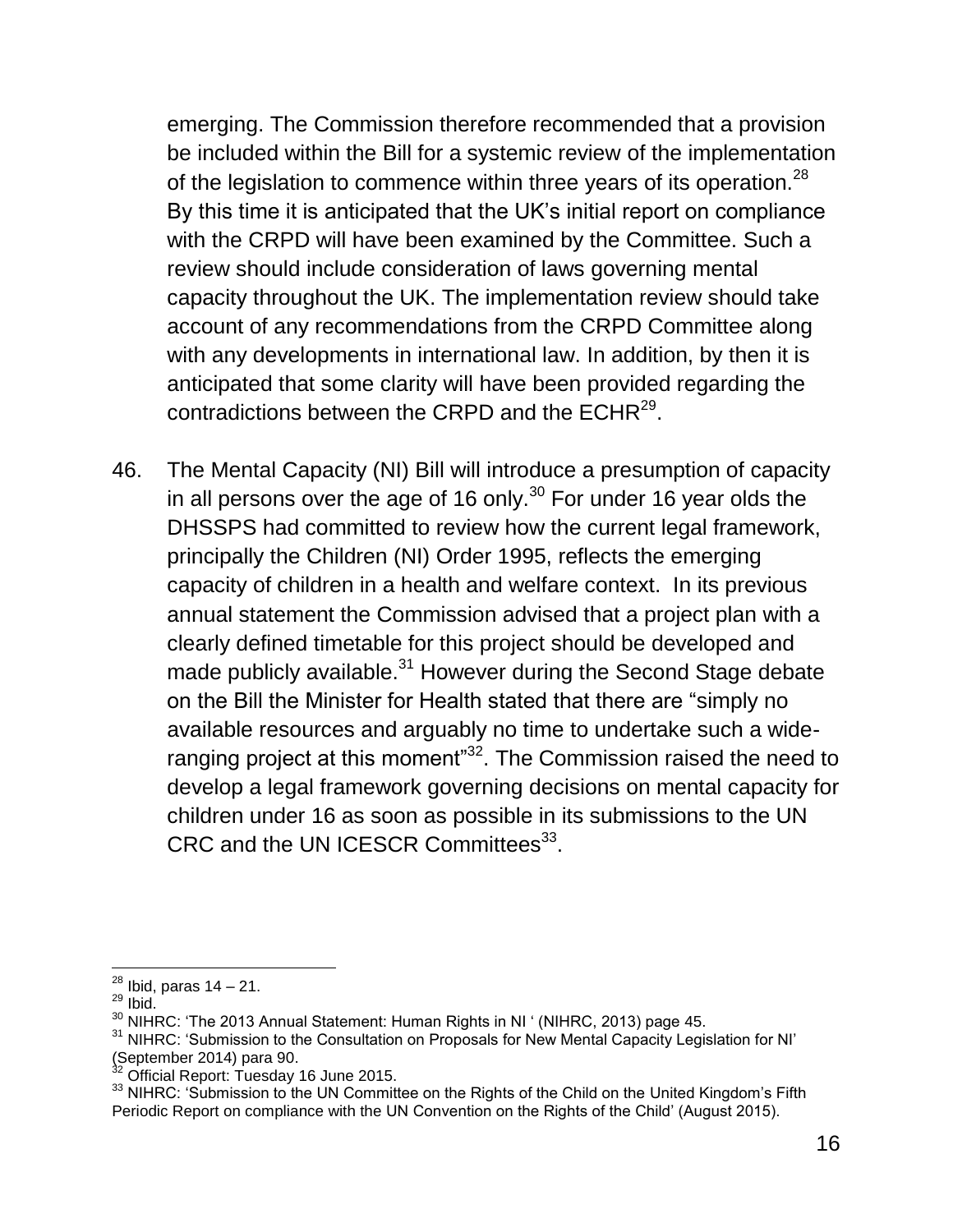emerging. The Commission therefore recommended that a provision be included within the Bill for a systemic review of the implementation of the legislation to commence within three years of its operation.[28] By this time it is anticipated that the UK's initial report on compliance with the CRPD will have been examined by the Committee. Such a review should include consideration of laws governing mental capacity throughout the UK. The implementation review should take account of any recommendations from the CRPD Committee along with any developments in international law. In addition, by then it is anticipated that some clarity will have been provided regarding the contradictions between the CRPD and the ECHR[29].

46. The Mental Capacity (NI) Bill will introduce a presumption of capacity in all persons over the age of 16 only.[30] For under 16 year olds the DHSSPS had committed to review how the current legal framework, principally the Children (NI) Order 1995, reflects the emerging capacity of children in a health and welfare context. In its previous annual statement the Commission advised that a project plan with a clearly defined timetable for this project should be developed and made publicly available.[31] However during the Second Stage debate on the Bill the Minister for Health stated that there are "simply no available resources and arguably no time to undertake such a wide-ranging project at this moment"[32]. The Commission raised the need to develop a legal framework governing decisions on mental capacity for children under 16 as soon as possible in its submissions to the UN CRC and the UN ICESCR Committees[33].

---

[28] Ibid, paras 14 – 21.

[29] Ibid.

[30] NIHRC: 'The 2013 Annual Statement: Human Rights in NI ' (NIHRC, 2013) page 45.

[31] NIHRC: 'Submission to the Consultation on Proposals for New Mental Capacity Legislation for NI' (September 2014) para 90.

[32] Official Report: Tuesday 16 June 2015.

[33] NIHRC: 'Submission to the UN Committee on the Rights of the Child on the United Kingdom's Fifth Periodic Report on compliance with the UN Convention on the Rights of the Child' (August 2015).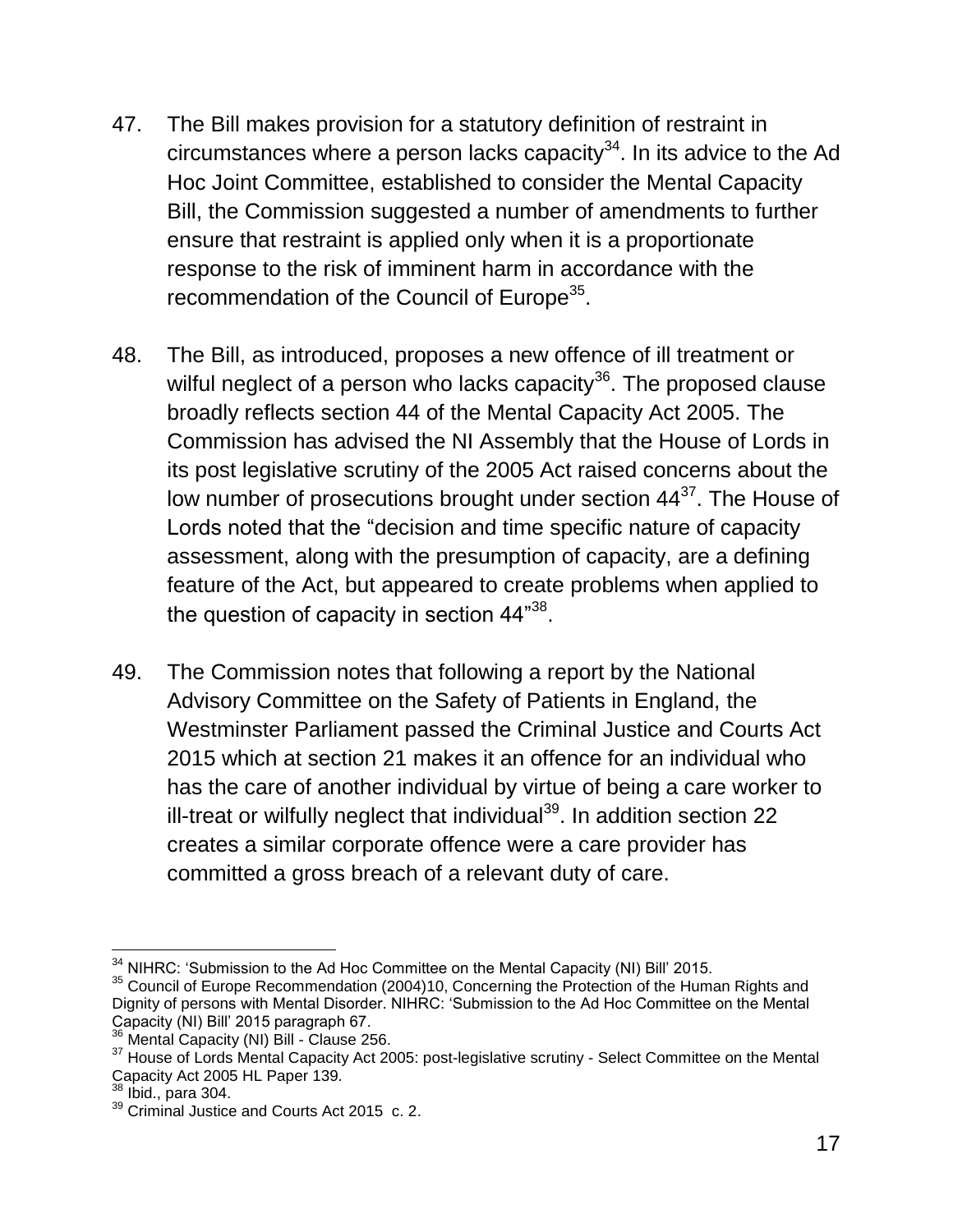47. The Bill makes provision for a statutory definition of restraint in circumstances where a person lacks capacity[34]. In its advice to the Ad Hoc Joint Committee, established to consider the Mental Capacity Bill, the Commission suggested a number of amendments to further ensure that restraint is applied only when it is a proportionate response to the risk of imminent harm in accordance with the recommendation of the Council of Europe[35].

48. The Bill, as introduced, proposes a new offence of ill treatment or wilful neglect of a person who lacks capacity[36]. The proposed clause broadly reflects section 44 of the Mental Capacity Act 2005. The Commission has advised the NI Assembly that the House of Lords in its post legislative scrutiny of the 2005 Act raised concerns about the low number of prosecutions brought under section 44[37]. The House of Lords noted that the "decision and time specific nature of capacity assessment, along with the presumption of capacity, are a defining feature of the Act, but appeared to create problems when applied to the question of capacity in section 44"[38].

49. The Commission notes that following a report by the National Advisory Committee on the Safety of Patients in England, the Westminster Parliament passed the Criminal Justice and Courts Act 2015 which at section 21 makes it an offence for an individual who has the care of another individual by virtue of being a care worker to ill-treat or wilfully neglect that individual[39]. In addition section 22 creates a similar corporate offence were a care provider has committed a gross breach of a relevant duty of care.

---

[34] NIHRC: 'Submission to the Ad Hoc Committee on the Mental Capacity (NI) Bill' 2015.

[35] Council of Europe Recommendation (2004)10, Concerning the Protection of the Human Rights and Dignity of persons with Mental Disorder. NIHRC: 'Submission to the Ad Hoc Committee on the Mental Capacity (NI) Bill' 2015 paragraph 67.

[36] Mental Capacity (NI) Bill - Clause 256.

[37] House of Lords Mental Capacity Act 2005: post-legislative scrutiny - Select Committee on the Mental Capacity Act 2005 HL Paper 139.

[38] Ibid., para 304.

[39] Criminal Justice and Courts Act 2015 c. 2.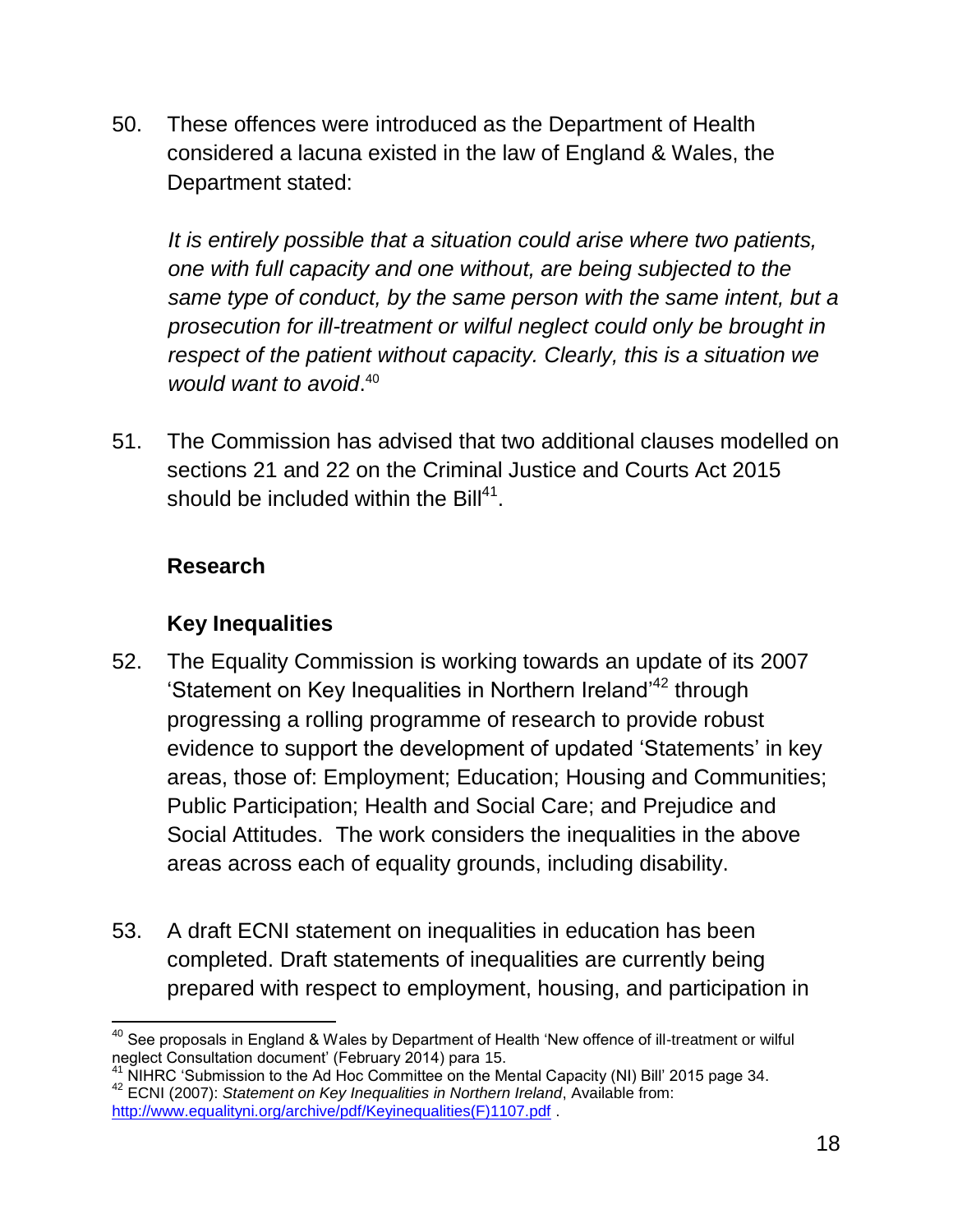50. These offences were introduced as the Department of Health considered a lacuna existed in the law of England & Wales, the Department stated:

    *It is entirely possible that a situation could arise where two patients, one with full capacity and one without, are being subjected to the same type of conduct, by the same person with the same intent, but a prosecution for ill-treatment or wilful neglect could only be brought in respect of the patient without capacity. Clearly, this is a situation we would want to avoid*.[40]

51. The Commission has advised that two additional clauses modelled on sections 21 and 22 on the Criminal Justice and Courts Act 2015 should be included within the Bill[41].

### Research

### Key Inequalities

52. The Equality Commission is working towards an update of its 2007 'Statement on Key Inequalities in Northern Ireland'[42] through progressing a rolling programme of research to provide robust evidence to support the development of updated 'Statements' in key areas, those of: Employment; Education; Housing and Communities; Public Participation; Health and Social Care; and Prejudice and Social Attitudes. The work considers the inequalities in the above areas across each of equality grounds, including disability.

53. A draft ECNI statement on inequalities in education has been completed. Draft statements of inequalities are currently being prepared with respect to employment, housing, and participation in

---

[40] See proposals in England & Wales by Department of Health 'New offence of ill-treatment or wilful neglect Consultation document' (February 2014) para 15.

[41] NIHRC 'Submission to the Ad Hoc Committee on the Mental Capacity (NI) Bill' 2015 page 34.

[42] ECNI (2007): *Statement on Key Inequalities in Northern Ireland*, Available from: http://www.equalityni.org/archive/pdf/Keyinequalities(F)1107.pdf .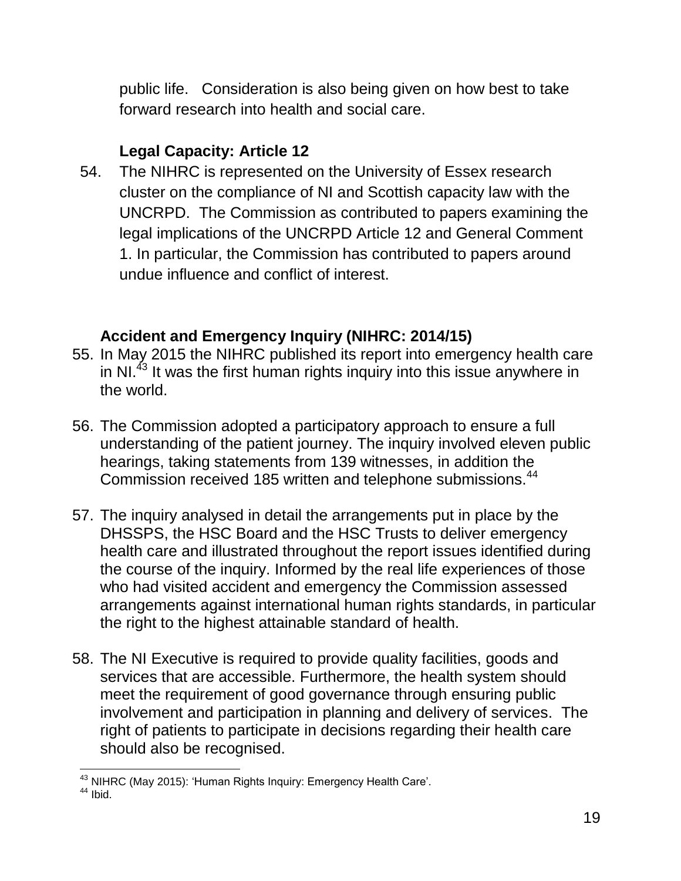public life. Consideration is also being given on how best to take forward research into health and social care.

**Legal Capacity: Article 12**

54. The NIHRC is represented on the University of Essex research cluster on the compliance of NI and Scottish capacity law with the UNCRPD. The Commission as contributed to papers examining the legal implications of the UNCRPD Article 12 and General Comment 1. In particular, the Commission has contributed to papers around undue influence and conflict of interest.

**Accident and Emergency Inquiry (NIHRC: 2014/15)**

55. In May 2015 the NIHRC published its report into emergency health care in NI.[43] It was the first human rights inquiry into this issue anywhere in the world.

56. The Commission adopted a participatory approach to ensure a full understanding of the patient journey. The inquiry involved eleven public hearings, taking statements from 139 witnesses, in addition the Commission received 185 written and telephone submissions.[44]

57. The inquiry analysed in detail the arrangements put in place by the DHSSPS, the HSC Board and the HSC Trusts to deliver emergency health care and illustrated throughout the report issues identified during the course of the inquiry. Informed by the real life experiences of those who had visited accident and emergency the Commission assessed arrangements against international human rights standards, in particular the right to the highest attainable standard of health.

58. The NI Executive is required to provide quality facilities, goods and services that are accessible. Furthermore, the health system should meet the requirement of good governance through ensuring public involvement and participation in planning and delivery of services. The right of patients to participate in decisions regarding their health care should also be recognised.

---

[43] NIHRC (May 2015): 'Human Rights Inquiry: Emergency Health Care'.

[44] Ibid.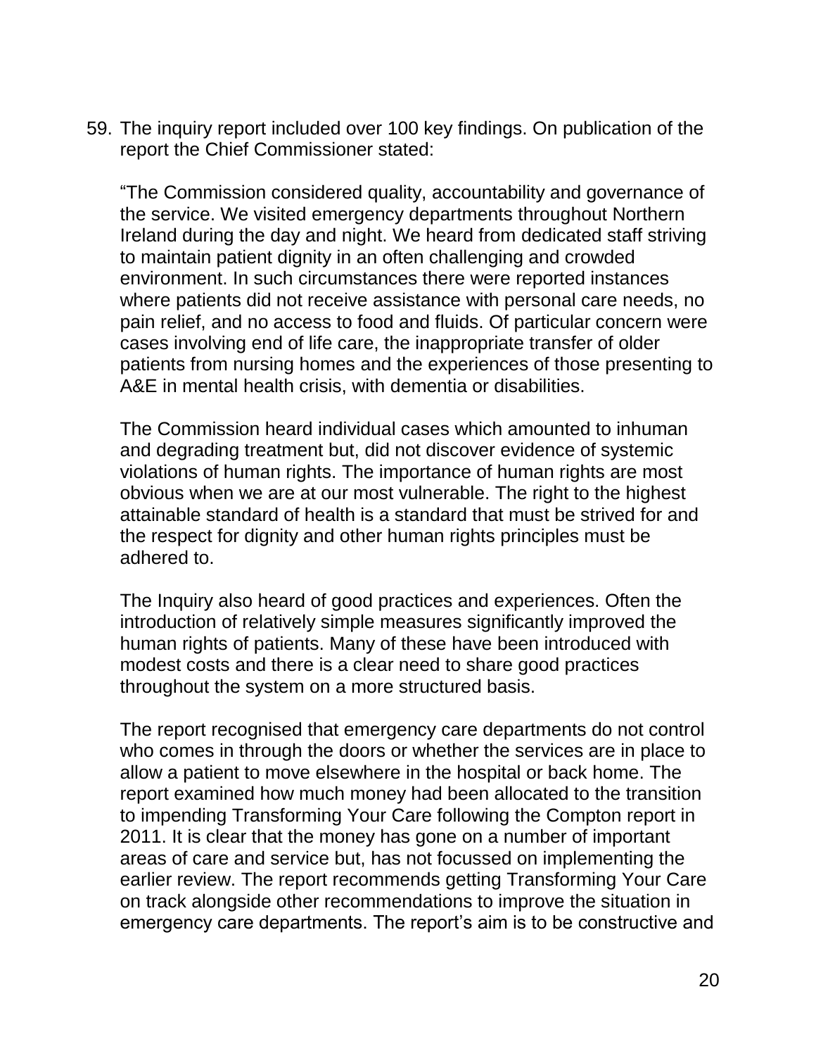59. The inquiry report included over 100 key findings. On publication of the report the Chief Commissioner stated:

    "The Commission considered quality, accountability and governance of the service. We visited emergency departments throughout Northern Ireland during the day and night. We heard from dedicated staff striving to maintain patient dignity in an often challenging and crowded environment. In such circumstances there were reported instances where patients did not receive assistance with personal care needs, no pain relief, and no access to food and fluids. Of particular concern were cases involving end of life care, the inappropriate transfer of older patients from nursing homes and the experiences of those presenting to A&E in mental health crisis, with dementia or disabilities.

    The Commission heard individual cases which amounted to inhuman and degrading treatment but, did not discover evidence of systemic violations of human rights. The importance of human rights are most obvious when we are at our most vulnerable. The right to the highest attainable standard of health is a standard that must be strived for and the respect for dignity and other human rights principles must be adhered to.

    The Inquiry also heard of good practices and experiences. Often the introduction of relatively simple measures significantly improved the human rights of patients. Many of these have been introduced with modest costs and there is a clear need to share good practices throughout the system on a more structured basis.

    The report recognised that emergency care departments do not control who comes in through the doors or whether the services are in place to allow a patient to move elsewhere in the hospital or back home. The report examined how much money had been allocated to the transition to impending Transforming Your Care following the Compton report in 2011. It is clear that the money has gone on a number of important areas of care and service but, has not focussed on implementing the earlier review. The report recommends getting Transforming Your Care on track alongside other recommendations to improve the situation in emergency care departments. The report's aim is to be constructive and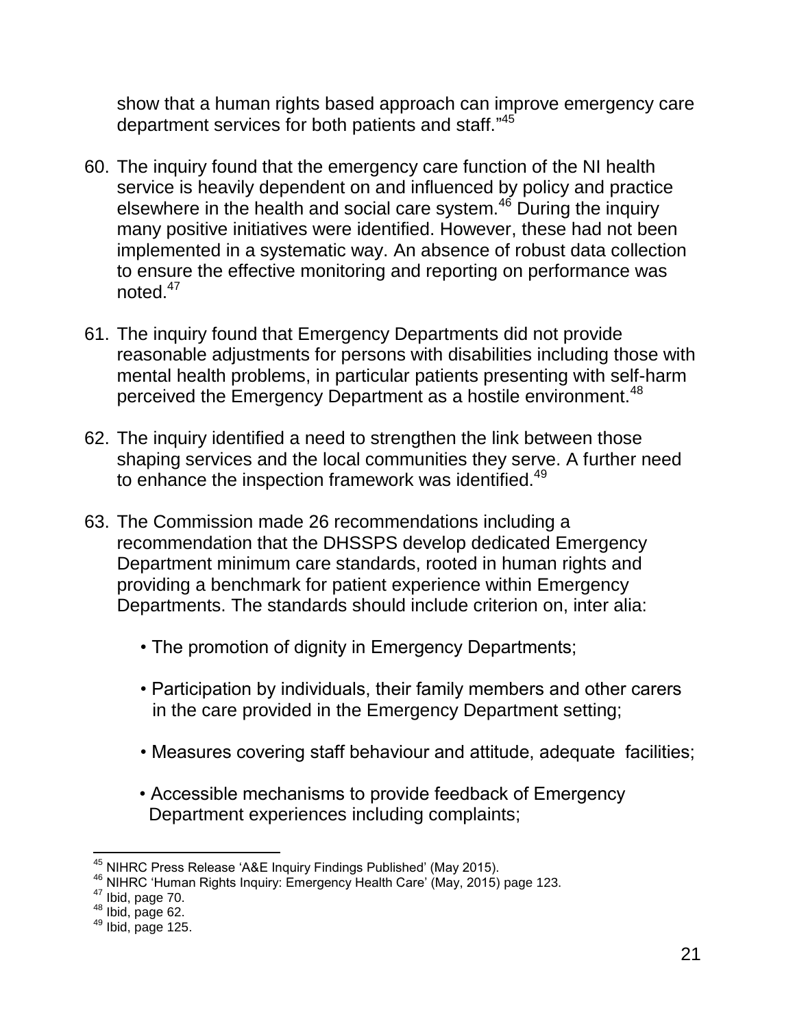show that a human rights based approach can improve emergency care department services for both patients and staff."[45]

60. The inquiry found that the emergency care function of the NI health service is heavily dependent on and influenced by policy and practice elsewhere in the health and social care system.[46] During the inquiry many positive initiatives were identified. However, these had not been implemented in a systematic way. An absence of robust data collection to ensure the effective monitoring and reporting on performance was noted.[47]

61. The inquiry found that Emergency Departments did not provide reasonable adjustments for persons with disabilities including those with mental health problems, in particular patients presenting with self-harm perceived the Emergency Department as a hostile environment.[48]

62. The inquiry identified a need to strengthen the link between those shaping services and the local communities they serve. A further need to enhance the inspection framework was identified.[49]

63. The Commission made 26 recommendations including a recommendation that the DHSSPS develop dedicated Emergency Department minimum care standards, rooted in human rights and providing a benchmark for patient experience within Emergency Departments. The standards should include criterion on, inter alia:

    - The promotion of dignity in Emergency Departments;
    - Participation by individuals, their family members and other carers in the care provided in the Emergency Department setting;
    - Measures covering staff behaviour and attitude, adequate facilities;
    - Accessible mechanisms to provide feedback of Emergency Department experiences including complaints;

---

[45] NIHRC Press Release 'A&E Inquiry Findings Published' (May 2015).
[46] NIHRC 'Human Rights Inquiry: Emergency Health Care' (May, 2015) page 123.
[47] Ibid, page 70.
[48] Ibid, page 62.
[49] Ibid, page 125.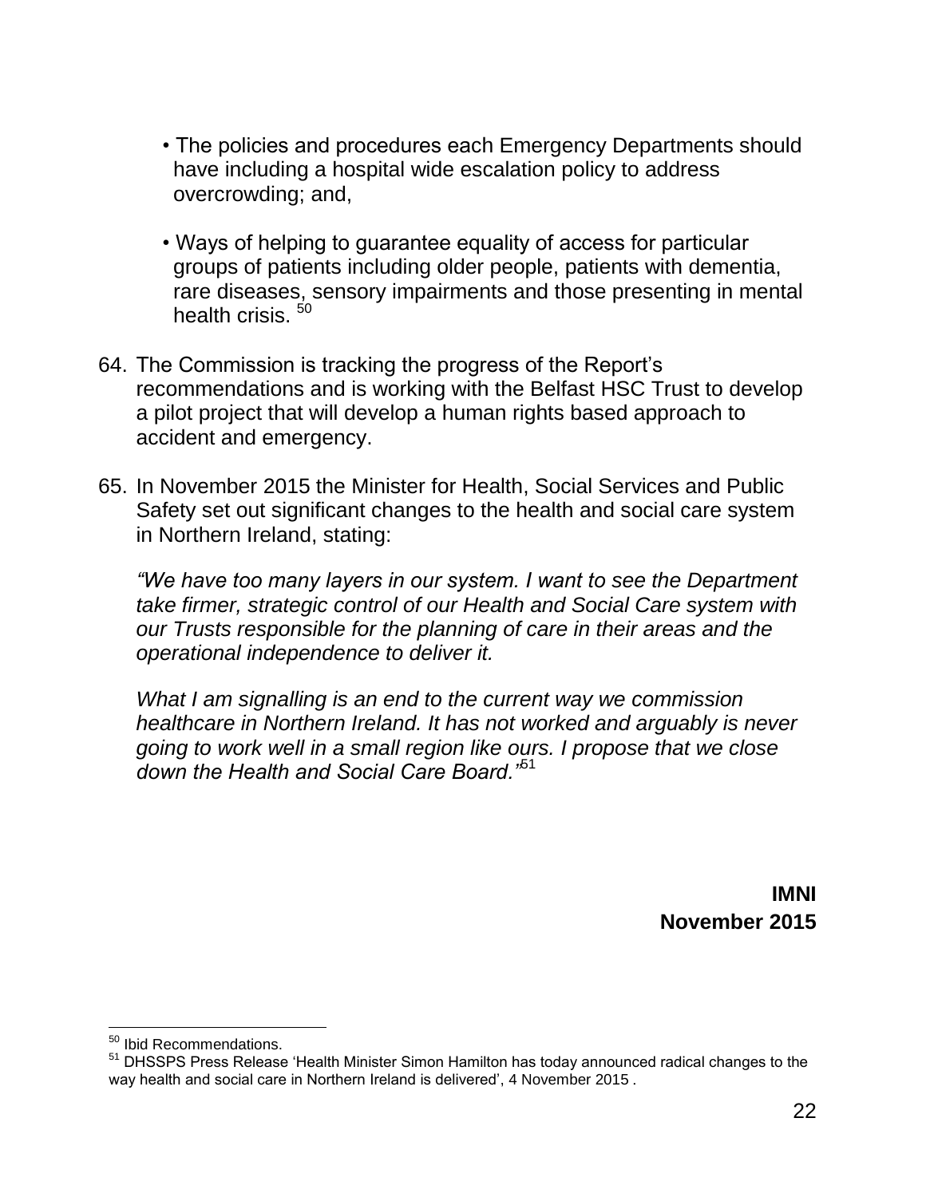- The policies and procedures each Emergency Departments should have including a hospital wide escalation policy to address overcrowding; and,

- Ways of helping to guarantee equality of access for particular groups of patients including older people, patients with dementia, rare diseases, sensory impairments and those presenting in mental health crisis. [50]

64. The Commission is tracking the progress of the Report's recommendations and is working with the Belfast HSC Trust to develop a pilot project that will develop a human rights based approach to accident and emergency.

65. In November 2015 the Minister for Health, Social Services and Public Safety set out significant changes to the health and social care system in Northern Ireland, stating:

    *"We have too many layers in our system. I want to see the Department take firmer, strategic control of our Health and Social Care system with our Trusts responsible for the planning of care in their areas and the operational independence to deliver it.*

    *What I am signalling is an end to the current way we commission healthcare in Northern Ireland. It has not worked and arguably is never going to work well in a small region like ours. I propose that we close down the Health and Social Care Board."*[51]

**IMNI**
**November 2015**

---

[50] Ibid Recommendations.

[51] DHSSPS Press Release 'Health Minister Simon Hamilton has today announced radical changes to the way health and social care in Northern Ireland is delivered', 4 November 2015 .